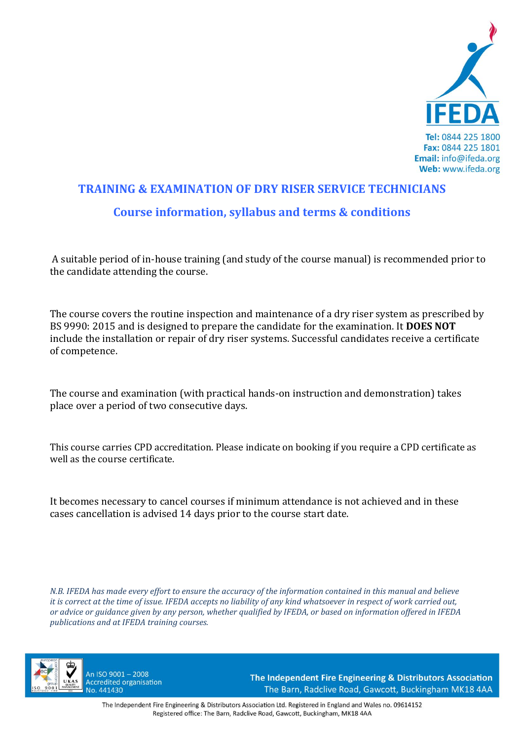IFEDA

**Tel:** 0844 225 1800
**Fax:** 0844 225 1801
**Email:** info@ifeda.org
**Web:** www.ifeda.org

# TRAINING & EXAMINATION OF DRY RISER SERVICE TECHNICIANS

## Course information, syllabus and terms & conditions

A suitable period of in-house training (and study of the course manual) is recommended prior to the candidate attending the course.

The course covers the routine inspection and maintenance of a dry riser system as prescribed by BS 9990: 2015 and is designed to prepare the candidate for the examination. It **DOES NOT** include the installation or repair of dry riser systems. Successful candidates receive a certificate of competence.

The course and examination (with practical hands-on instruction and demonstration) takes place over a period of two consecutive days.

This course carries CPD accreditation. Please indicate on booking if you require a CPD certificate as well as the course certificate.

It becomes necessary to cancel courses if minimum attendance is not achieved and in these cases cancellation is advised 14 days prior to the course start date.

*N.B. IFEDA has made every effort to ensure the accuracy of the information contained in this manual and believe it is correct at the time of issue. IFEDA accepts no liability of any kind whatsoever in respect of work carried out, or advice or guidance given by any person, whether qualified by IFEDA, or based on information offered in IFEDA publications and at IFEDA training courses.*

An ISO 9001 – 2008 Accredited organisation No. 441430

**The Independent Fire Engineering & Distributors Association**
The Barn, Radclive Road, Gawcott, Buckingham MK18 4AA

The Independent Fire Engineering & Distributors Association Ltd. Registered in England and Wales no. 09614152
Registered office: The Barn, Radclive Road, Gawcott, Buckingham, MK18 4AA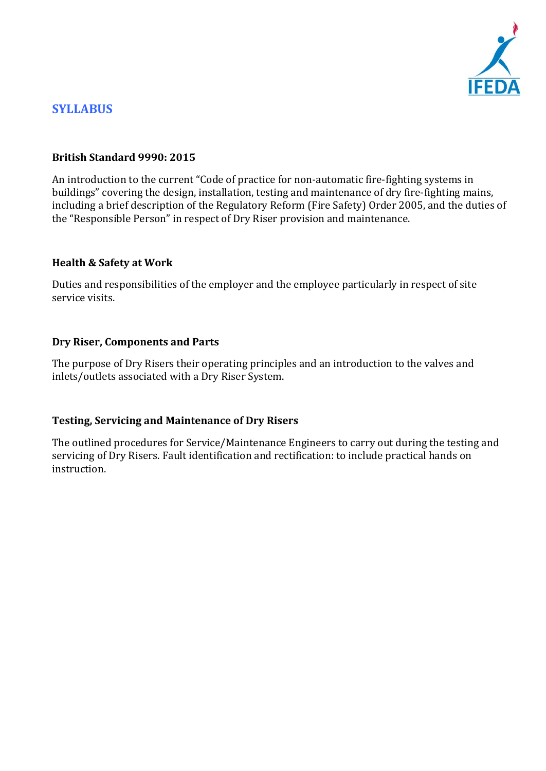# SYLLABUS

### British Standard 9990: 2015

An introduction to the current "Code of practice for non-automatic fire-fighting systems in buildings" covering the design, installation, testing and maintenance of dry fire-fighting mains, including a brief description of the Regulatory Reform (Fire Safety) Order 2005, and the duties of the "Responsible Person" in respect of Dry Riser provision and maintenance.

### Health & Safety at Work

Duties and responsibilities of the employer and the employee particularly in respect of site service visits.

### Dry Riser, Components and Parts

The purpose of Dry Risers their operating principles and an introduction to the valves and inlets/outlets associated with a Dry Riser System.

### Testing, Servicing and Maintenance of Dry Risers

The outlined procedures for Service/Maintenance Engineers to carry out during the testing and servicing of Dry Risers. Fault identification and rectification: to include practical hands on instruction.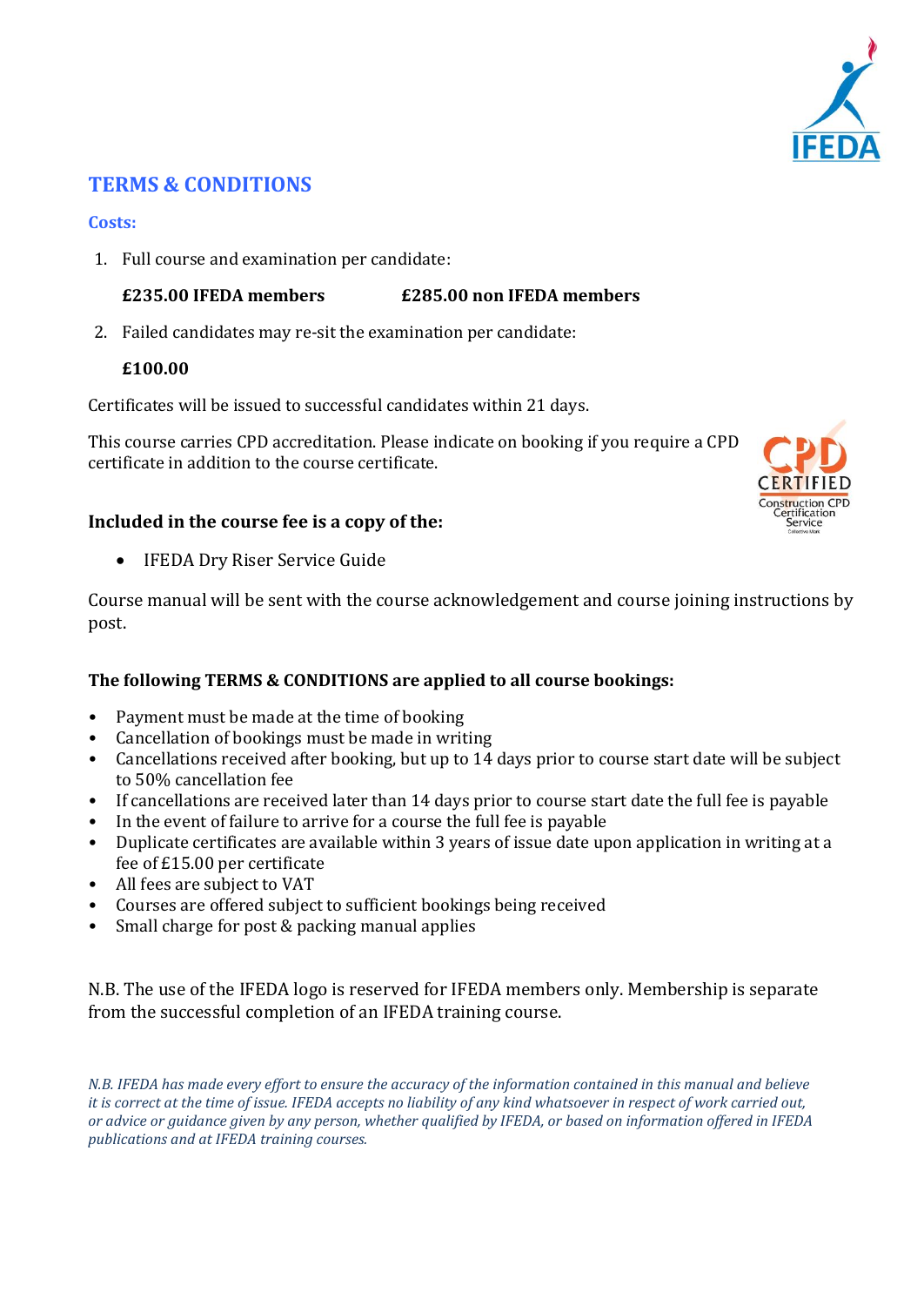## TERMS & CONDITIONS

### Costs:

1. Full course and examination per candidate:

   **£235.00 IFEDA members** **£285.00 non IFEDA members**

2. Failed candidates may re-sit the examination per candidate:

   **£100.00**

Certificates will be issued to successful candidates within 21 days.

This course carries CPD accreditation. Please indicate on booking if you require a CPD certificate in addition to the course certificate.

**Included in the course fee is a copy of the:**

- IFEDA Dry Riser Service Guide

Course manual will be sent with the course acknowledgement and course joining instructions by post.

**The following TERMS & CONDITIONS are applied to all course bookings:**

- Payment must be made at the time of booking
- Cancellation of bookings must be made in writing
- Cancellations received after booking, but up to 14 days prior to course start date will be subject to 50% cancellation fee
- If cancellations are received later than 14 days prior to course start date the full fee is payable
- In the event of failure to arrive for a course the full fee is payable
- Duplicate certificates are available within 3 years of issue date upon application in writing at a fee of £15.00 per certificate
- All fees are subject to VAT
- Courses are offered subject to sufficient bookings being received
- Small charge for post & packing manual applies

N.B. The use of the IFEDA logo is reserved for IFEDA members only. Membership is separate from the successful completion of an IFEDA training course.

*N.B. IFEDA has made every effort to ensure the accuracy of the information contained in this manual and believe it is correct at the time of issue. IFEDA accepts no liability of any kind whatsoever in respect of work carried out, or advice or guidance given by any person, whether qualified by IFEDA, or based on information offered in IFEDA publications and at IFEDA training courses.*